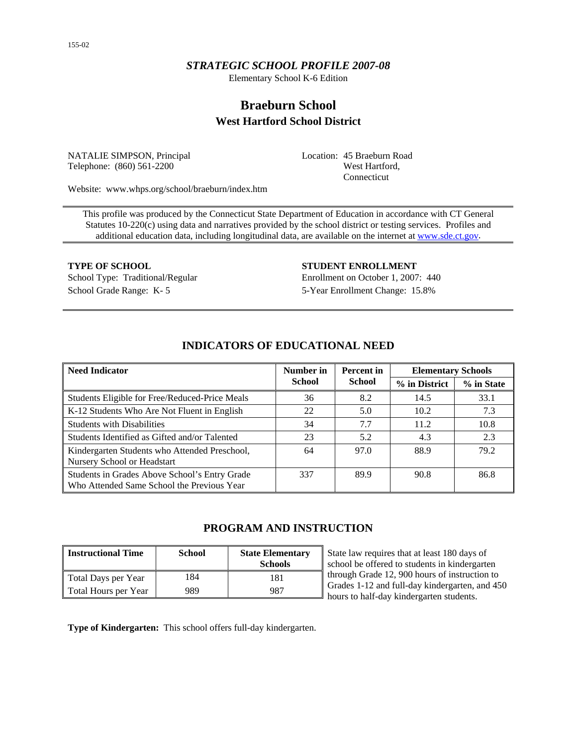*STRATEGIC SCHOOL PROFILE 2007-08*

Elementary School K-6 Edition

# Braeburn School

## West Hartford School District

NATALIE SIMPSON, Principal
Telephone: (860) 561-2200

Location: 45 Braeburn Road
West Hartford,
Connecticut

Website: www.whps.org/school/braeburn/index.htm

This profile was produced by the Connecticut State Department of Education in accordance with CT General Statutes 10-220(c) using data and narratives provided by the school district or testing services. Profiles and additional education data, including longitudinal data, are available on the internet at www.sde.ct.gov.

**TYPE OF SCHOOL**

School Type: Traditional/Regular
School Grade Range: K- 5

**STUDENT ENROLLMENT**

Enrollment on October 1, 2007: 440
5-Year Enrollment Change: 15.8%

## INDICATORS OF EDUCATIONAL NEED

| Need Indicator | Number in School | Percent in School | Elementary Schools | |
|---|---|---|---|---|
| | | | % in District | % in State |
| Students Eligible for Free/Reduced-Price Meals | 36 | 8.2 | 14.5 | 33.1 |
| K-12 Students Who Are Not Fluent in English | 22 | 5.0 | 10.2 | 7.3 |
| Students with Disabilities | 34 | 7.7 | 11.2 | 10.8 |
| Students Identified as Gifted and/or Talented | 23 | 5.2 | 4.3 | 2.3 |
| Kindergarten Students who Attended Preschool, Nursery School or Headstart | 64 | 97.0 | 88.9 | 79.2 |
| Students in Grades Above School's Entry Grade Who Attended Same School the Previous Year | 337 | 89.9 | 90.8 | 86.8 |

## PROGRAM AND INSTRUCTION

| Instructional Time | School | State Elementary Schools |
|---|---|---|
| Total Days per Year | 184 | 181 |
| Total Hours per Year | 989 | 987 |

State law requires that at least 180 days of school be offered to students in kindergarten through Grade 12, 900 hours of instruction to Grades 1-12 and full-day kindergarten, and 450 hours to half-day kindergarten students.

**Type of Kindergarten:** This school offers full-day kindergarten.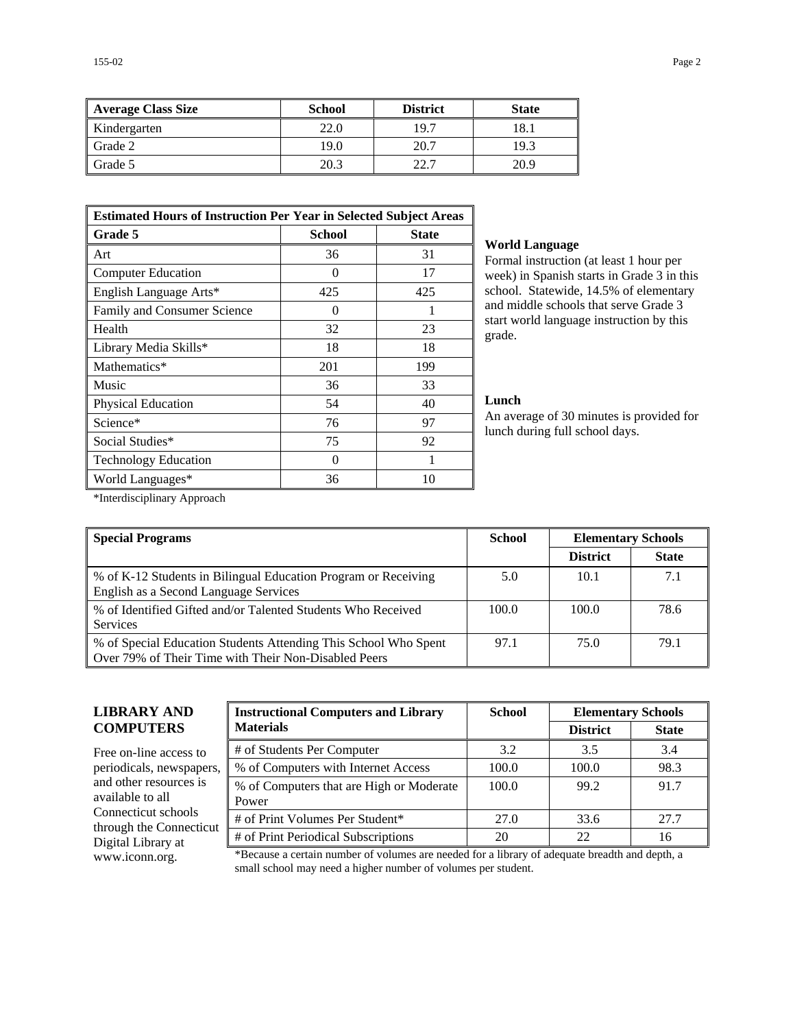| Average Class Size | School | District | State |
|---|---|---|---|
| Kindergarten | 22.0 | 19.7 | 18.1 |
| Grade 2 | 19.0 | 20.7 | 19.3 |
| Grade 5 | 20.3 | 22.7 | 20.9 |

| Estimated Hours of Instruction Per Year in Selected Subject Areas | | |
|---|---|---|
| **Grade 5** | **School** | **State** |
| Art | 36 | 31 |
| Computer Education | 0 | 17 |
| English Language Arts* | 425 | 425 |
| Family and Consumer Science | 0 | 1 |
| Health | 32 | 23 |
| Library Media Skills* | 18 | 18 |
| Mathematics* | 201 | 199 |
| Music | 36 | 33 |
| Physical Education | 54 | 40 |
| Science* | 76 | 97 |
| Social Studies* | 75 | 92 |
| Technology Education | 0 | 1 |
| World Languages* | 36 | 10 |

*Interdisciplinary Approach

**World Language**
Formal instruction (at least 1 hour per week) in Spanish starts in Grade 3 in this school. Statewide, 14.5% of elementary and middle schools that serve Grade 3 start world language instruction by this grade.

**Lunch**
An average of 30 minutes is provided for lunch during full school days.

| Special Programs | School | Elementary Schools | |
|---|---|---|---|
| | | **District** | **State** |
| % of K-12 Students in Bilingual Education Program or Receiving English as a Second Language Services | 5.0 | 10.1 | 7.1 |
| % of Identified Gifted and/or Talented Students Who Received Services | 100.0 | 100.0 | 78.6 |
| % of Special Education Students Attending This School Who Spent Over 79% of Their Time with Their Non-Disabled Peers | 97.1 | 75.0 | 79.1 |

## LIBRARY AND COMPUTERS

Free on-line access to periodicals, newspapers, and other resources is available to all Connecticut schools through the Connecticut Digital Library at www.iconn.org.

| Instructional Computers and Library Materials | School | Elementary Schools | |
|---|---|---|---|
| | | **District** | **State** |
| # of Students Per Computer | 3.2 | 3.5 | 3.4 |
| % of Computers with Internet Access | 100.0 | 100.0 | 98.3 |
| % of Computers that are High or Moderate Power | 100.0 | 99.2 | 91.7 |
| # of Print Volumes Per Student* | 27.0 | 33.6 | 27.7 |
| # of Print Periodical Subscriptions | 20 | 22 | 16 |

*Because a certain number of volumes are needed for a library of adequate breadth and depth, a small school may need a higher number of volumes per student.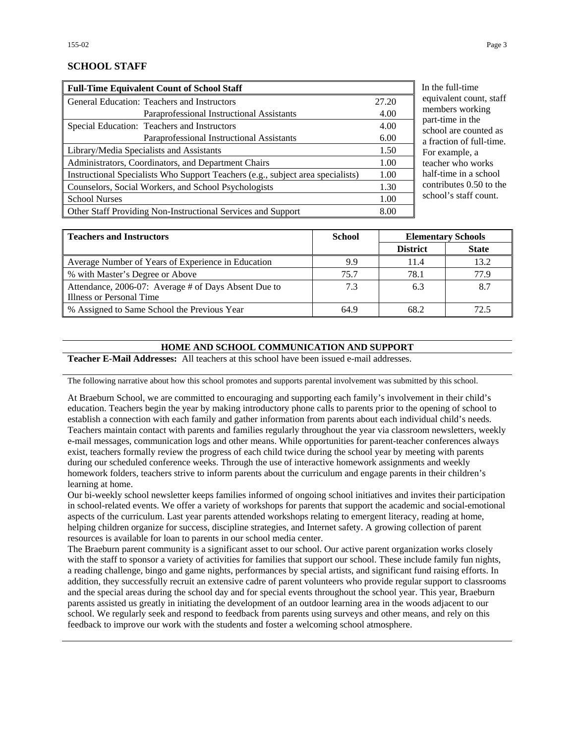## SCHOOL STAFF

| Full-Time Equivalent Count of School Staff | | |
|---|---|---|
| General Education: | Teachers and Instructors | 27.20 |
| | Paraprofessional Instructional Assistants | 4.00 |
| Special Education: | Teachers and Instructors | 4.00 |
| | Paraprofessional Instructional Assistants | 6.00 |
| Library/Media Specialists and Assistants | | 1.50 |
| Administrators, Coordinators, and Department Chairs | | 1.00 |
| Instructional Specialists Who Support Teachers (e.g., subject area specialists) | | 1.00 |
| Counselors, Social Workers, and School Psychologists | | 1.30 |
| School Nurses | | 1.00 |
| Other Staff Providing Non-Instructional Services and Support | | 8.00 |

In the full-time equivalent count, staff members working part-time in the school are counted as a fraction of full-time. For example, a teacher who works half-time in a school contributes 0.50 to the school's staff count.

| Teachers and Instructors | School | Elementary Schools | |
|---|---|---|---|
| | | District | State |
| Average Number of Years of Experience in Education | 9.9 | 11.4 | 13.2 |
| % with Master's Degree or Above | 75.7 | 78.1 | 77.9 |
| Attendance, 2006-07: Average # of Days Absent Due to Illness or Personal Time | 7.3 | 6.3 | 8.7 |
| % Assigned to Same School the Previous Year | 64.9 | 68.2 | 72.5 |

## HOME AND SCHOOL COMMUNICATION AND SUPPORT

**Teacher E-Mail Addresses:** All teachers at this school have been issued e-mail addresses.

The following narrative about how this school promotes and supports parental involvement was submitted by this school.

At Braeburn School, we are committed to encouraging and supporting each family's involvement in their child's education. Teachers begin the year by making introductory phone calls to parents prior to the opening of school to establish a connection with each family and gather information from parents about each individual child's needs. Teachers maintain contact with parents and families regularly throughout the year via classroom newsletters, weekly e-mail messages, communication logs and other means. While opportunities for parent-teacher conferences always exist, teachers formally review the progress of each child twice during the school year by meeting with parents during our scheduled conference weeks. Through the use of interactive homework assignments and weekly homework folders, teachers strive to inform parents about the curriculum and engage parents in their children's learning at home.

Our bi-weekly school newsletter keeps families informed of ongoing school initiatives and invites their participation in school-related events. We offer a variety of workshops for parents that support the academic and social-emotional aspects of the curriculum. Last year parents attended workshops relating to emergent literacy, reading at home, helping children organize for success, discipline strategies, and Internet safety. A growing collection of parent resources is available for loan to parents in our school media center.

The Braeburn parent community is a significant asset to our school. Our active parent organization works closely with the staff to sponsor a variety of activities for families that support our school. These include family fun nights, a reading challenge, bingo and game nights, performances by special artists, and significant fund raising efforts. In addition, they successfully recruit an extensive cadre of parent volunteers who provide regular support to classrooms and the special areas during the school day and for special events throughout the school year. This year, Braeburn parents assisted us greatly in initiating the development of an outdoor learning area in the woods adjacent to our school. We regularly seek and respond to feedback from parents using surveys and other means, and rely on this feedback to improve our work with the students and foster a welcoming school atmosphere.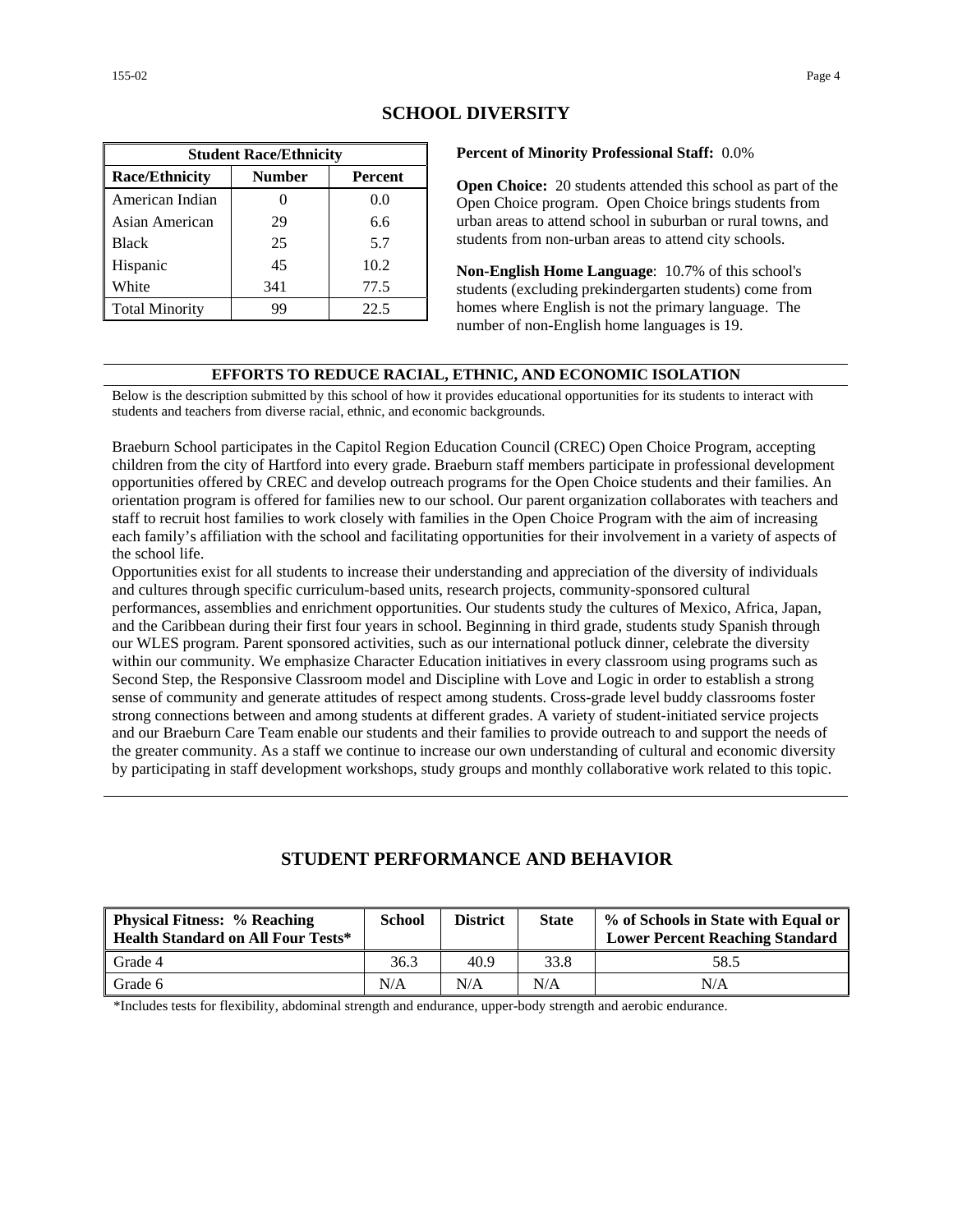## SCHOOL DIVERSITY

| Student Race/Ethnicity | | |
|---|---|---|
| **Race/Ethnicity** | **Number** | **Percent** |
| American Indian | 0 | 0.0 |
| Asian American | 29 | 6.6 |
| Black | 25 | 5.7 |
| Hispanic | 45 | 10.2 |
| White | 341 | 77.5 |
| Total Minority | 99 | 22.5 |

**Percent of Minority Professional Staff:** 0.0%

**Open Choice:** 20 students attended this school as part of the Open Choice program. Open Choice brings students from urban areas to attend school in suburban or rural towns, and students from non-urban areas to attend city schools.

**Non-English Home Language**: 10.7% of this school's students (excluding prekindergarten students) come from homes where English is not the primary language. The number of non-English home languages is 19.

### EFFORTS TO REDUCE RACIAL, ETHNIC, AND ECONOMIC ISOLATION

Below is the description submitted by this school of how it provides educational opportunities for its students to interact with students and teachers from diverse racial, ethnic, and economic backgrounds.

Braeburn School participates in the Capitol Region Education Council (CREC) Open Choice Program, accepting children from the city of Hartford into every grade. Braeburn staff members participate in professional development opportunities offered by CREC and develop outreach programs for the Open Choice students and their families. An orientation program is offered for families new to our school. Our parent organization collaborates with teachers and staff to recruit host families to work closely with families in the Open Choice Program with the aim of increasing each family's affiliation with the school and facilitating opportunities for their involvement in a variety of aspects of the school life.

Opportunities exist for all students to increase their understanding and appreciation of the diversity of individuals and cultures through specific curriculum-based units, research projects, community-sponsored cultural performances, assemblies and enrichment opportunities. Our students study the cultures of Mexico, Africa, Japan, and the Caribbean during their first four years in school. Beginning in third grade, students study Spanish through our WLES program. Parent sponsored activities, such as our international potluck dinner, celebrate the diversity within our community. We emphasize Character Education initiatives in every classroom using programs such as Second Step, the Responsive Classroom model and Discipline with Love and Logic in order to establish a strong sense of community and generate attitudes of respect among students. Cross-grade level buddy classrooms foster strong connections between and among students at different grades. A variety of student-initiated service projects and our Braeburn Care Team enable our students and their families to provide outreach to and support the needs of the greater community. As a staff we continue to increase our own understanding of cultural and economic diversity by participating in staff development workshops, study groups and monthly collaborative work related to this topic.

## STUDENT PERFORMANCE AND BEHAVIOR

| Physical Fitness: % Reaching Health Standard on All Four Tests* | School | District | State | % of Schools in State with Equal or Lower Percent Reaching Standard |
|---|---|---|---|---|
| Grade 4 | 36.3 | 40.9 | 33.8 | 58.5 |
| Grade 6 | N/A | N/A | N/A | N/A |

*Includes tests for flexibility, abdominal strength and endurance, upper-body strength and aerobic endurance.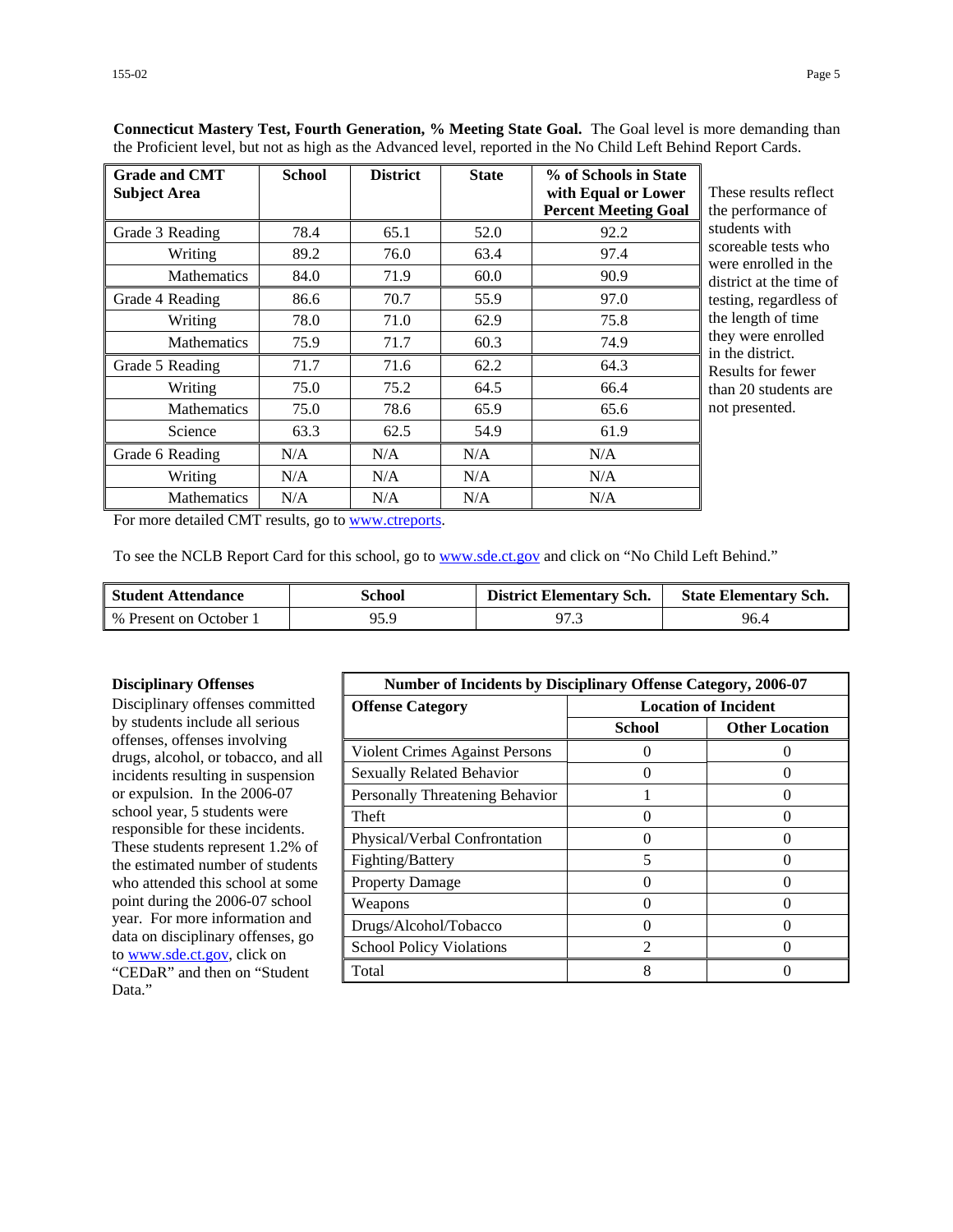**Connecticut Mastery Test, Fourth Generation, % Meeting State Goal.** The Goal level is more demanding than the Proficient level, but not as high as the Advanced level, reported in the No Child Left Behind Report Cards.

| Grade and CMT Subject Area | School | District | State | % of Schools in State with Equal or Lower Percent Meeting Goal |
|---|---|---|---|---|
| Grade 3 Reading | 78.4 | 65.1 | 52.0 | 92.2 |
| Writing | 89.2 | 76.0 | 63.4 | 97.4 |
| Mathematics | 84.0 | 71.9 | 60.0 | 90.9 |
| Grade 4 Reading | 86.6 | 70.7 | 55.9 | 97.0 |
| Writing | 78.0 | 71.0 | 62.9 | 75.8 |
| Mathematics | 75.9 | 71.7 | 60.3 | 74.9 |
| Grade 5 Reading | 71.7 | 71.6 | 62.2 | 64.3 |
| Writing | 75.0 | 75.2 | 64.5 | 66.4 |
| Mathematics | 75.0 | 78.6 | 65.9 | 65.6 |
| Science | 63.3 | 62.5 | 54.9 | 61.9 |
| Grade 6 Reading | N/A | N/A | N/A | N/A |
| Writing | N/A | N/A | N/A | N/A |
| Mathematics | N/A | N/A | N/A | N/A |

These results reflect the performance of students with scoreable tests who were enrolled in the district at the time of testing, regardless of the length of time they were enrolled in the district. Results for fewer than 20 students are not presented.

For more detailed CMT results, go to www.ctreports.

To see the NCLB Report Card for this school, go to www.sde.ct.gov and click on "No Child Left Behind."

| Student Attendance | School | District Elementary Sch. | State Elementary Sch. |
|---|---|---|---|
| % Present on October 1 | 95.9 | 97.3 | 96.4 |

**Disciplinary Offenses**

Disciplinary offenses committed by students include all serious offenses, offenses involving drugs, alcohol, or tobacco, and all incidents resulting in suspension or expulsion. In the 2006-07 school year, 5 students were responsible for these incidents. These students represent 1.2% of the estimated number of students who attended this school at some point during the 2006-07 school year. For more information and data on disciplinary offenses, go to www.sde.ct.gov, click on "CEDaR" and then on "Student Data."

| Number of Incidents by Disciplinary Offense Category, 2006-07 | | |
|---|---|---|
| Offense Category | Location of Incident | |
| | School | Other Location |
| Violent Crimes Against Persons | 0 | 0 |
| Sexually Related Behavior | 0 | 0 |
| Personally Threatening Behavior | 1 | 0 |
| Theft | 0 | 0 |
| Physical/Verbal Confrontation | 0 | 0 |
| Fighting/Battery | 5 | 0 |
| Property Damage | 0 | 0 |
| Weapons | 0 | 0 |
| Drugs/Alcohol/Tobacco | 0 | 0 |
| School Policy Violations | 2 | 0 |
| Total | 8 | 0 |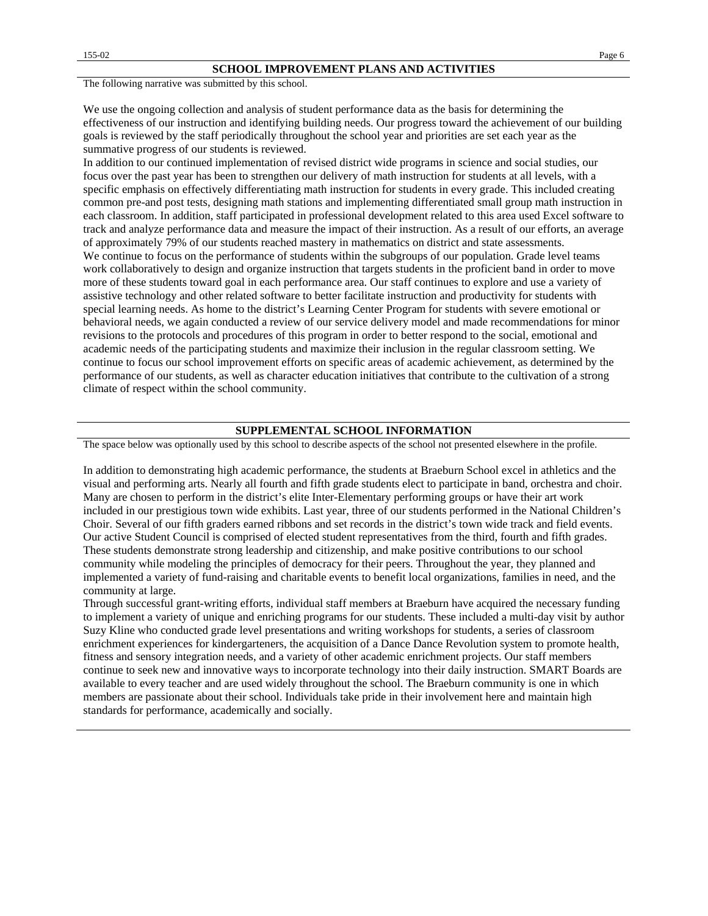## SCHOOL IMPROVEMENT PLANS AND ACTIVITIES

The following narrative was submitted by this school.

We use the ongoing collection and analysis of student performance data as the basis for determining the effectiveness of our instruction and identifying building needs. Our progress toward the achievement of our building goals is reviewed by the staff periodically throughout the school year and priorities are set each year as the summative progress of our students is reviewed.

In addition to our continued implementation of revised district wide programs in science and social studies, our focus over the past year has been to strengthen our delivery of math instruction for students at all levels, with a specific emphasis on effectively differentiating math instruction for students in every grade. This included creating common pre-and post tests, designing math stations and implementing differentiated small group math instruction in each classroom. In addition, staff participated in professional development related to this area used Excel software to track and analyze performance data and measure the impact of their instruction. As a result of our efforts, an average of approximately 79% of our students reached mastery in mathematics on district and state assessments.

We continue to focus on the performance of students within the subgroups of our population. Grade level teams work collaboratively to design and organize instruction that targets students in the proficient band in order to move more of these students toward goal in each performance area. Our staff continues to explore and use a variety of assistive technology and other related software to better facilitate instruction and productivity for students with special learning needs. As home to the district's Learning Center Program for students with severe emotional or behavioral needs, we again conducted a review of our service delivery model and made recommendations for minor revisions to the protocols and procedures of this program in order to better respond to the social, emotional and academic needs of the participating students and maximize their inclusion in the regular classroom setting. We continue to focus our school improvement efforts on specific areas of academic achievement, as determined by the performance of our students, as well as character education initiatives that contribute to the cultivation of a strong climate of respect within the school community.

## SUPPLEMENTAL SCHOOL INFORMATION

The space below was optionally used by this school to describe aspects of the school not presented elsewhere in the profile.

In addition to demonstrating high academic performance, the students at Braeburn School excel in athletics and the visual and performing arts. Nearly all fourth and fifth grade students elect to participate in band, orchestra and choir. Many are chosen to perform in the district's elite Inter-Elementary performing groups or have their art work included in our prestigious town wide exhibits. Last year, three of our students performed in the National Children's Choir. Several of our fifth graders earned ribbons and set records in the district's town wide track and field events. Our active Student Council is comprised of elected student representatives from the third, fourth and fifth grades. These students demonstrate strong leadership and citizenship, and make positive contributions to our school community while modeling the principles of democracy for their peers. Throughout the year, they planned and implemented a variety of fund-raising and charitable events to benefit local organizations, families in need, and the community at large.

Through successful grant-writing efforts, individual staff members at Braeburn have acquired the necessary funding to implement a variety of unique and enriching programs for our students. These included a multi-day visit by author Suzy Kline who conducted grade level presentations and writing workshops for students, a series of classroom enrichment experiences for kindergarteners, the acquisition of a Dance Dance Revolution system to promote health, fitness and sensory integration needs, and a variety of other academic enrichment projects. Our staff members continue to seek new and innovative ways to incorporate technology into their daily instruction. SMART Boards are available to every teacher and are used widely throughout the school. The Braeburn community is one in which members are passionate about their school. Individuals take pride in their involvement here and maintain high standards for performance, academically and socially.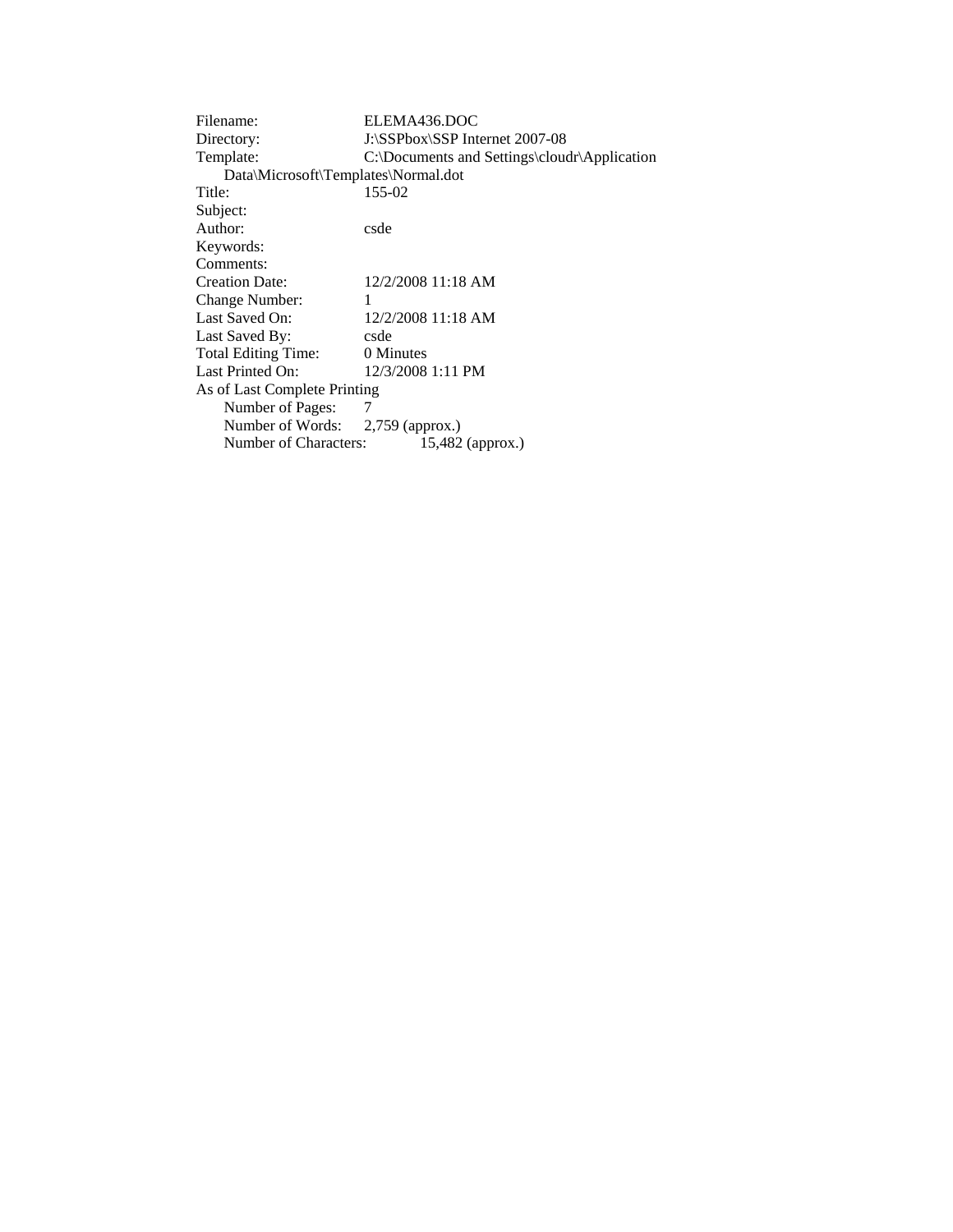Filename: ELEMA436.DOC
Directory: J:\SSPbox\SSP Internet 2007-08
Template: C:\Documents and Settings\cloudr\Application Data\Microsoft\Templates\Normal.dot
Title: 155-02
Subject:
Author: csde
Keywords:
Comments:
Creation Date: 12/2/2008 11:18 AM
Change Number: 1
Last Saved On: 12/2/2008 11:18 AM
Last Saved By: csde
Total Editing Time: 0 Minutes
Last Printed On: 12/3/2008 1:11 PM
As of Last Complete Printing
Number of Pages: 7
Number of Words: 2,759 (approx.)
Number of Characters: 15,482 (approx.)